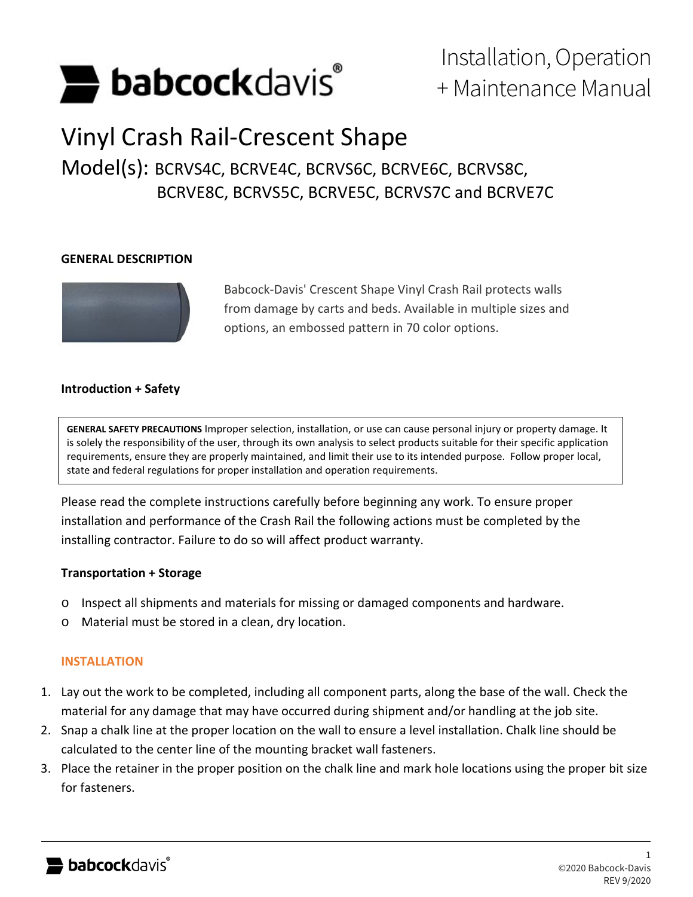Installation, Operation + Maintenance Manual

# Vinyl Crash Rail-Crescent Shape

## Model(s): BCRVS4C, BCRVE4C, BCRVS6C, BCRVE6C, BCRVS8C, BCRVE8C, BCRVS5C, BCRVE5C, BCRVS7C and BCRVE7C

### GENERAL DESCRIPTION

Babcock-Davis' Crescent Shape Vinyl Crash Rail protects walls from damage by carts and beds. Available in multiple sizes and options, an embossed pattern in 70 color options.

### Introduction + Safety

**GENERAL SAFETY PRECAUTIONS** Improper selection, installation, or use can cause personal injury or property damage. It is solely the responsibility of the user, through its own analysis to select products suitable for their specific application requirements, ensure they are properly maintained, and limit their use to its intended purpose. Follow proper local, state and federal regulations for proper installation and operation requirements.

Please read the complete instructions carefully before beginning any work. To ensure proper installation and performance of the Crash Rail the following actions must be completed by the installing contractor. Failure to do so will affect product warranty.

### Transportation + Storage

- Inspect all shipments and materials for missing or damaged components and hardware.
- Material must be stored in a clean, dry location.

### INSTALLATION

1. Lay out the work to be completed, including all component parts, along the base of the wall. Check the material for any damage that may have occurred during shipment and/or handling at the job site.
2. Snap a chalk line at the proper location on the wall to ensure a level installation. Chalk line should be calculated to the center line of the mounting bracket wall fasteners.
3. Place the retainer in the proper position on the chalk line and mark hole locations using the proper bit size for fasteners.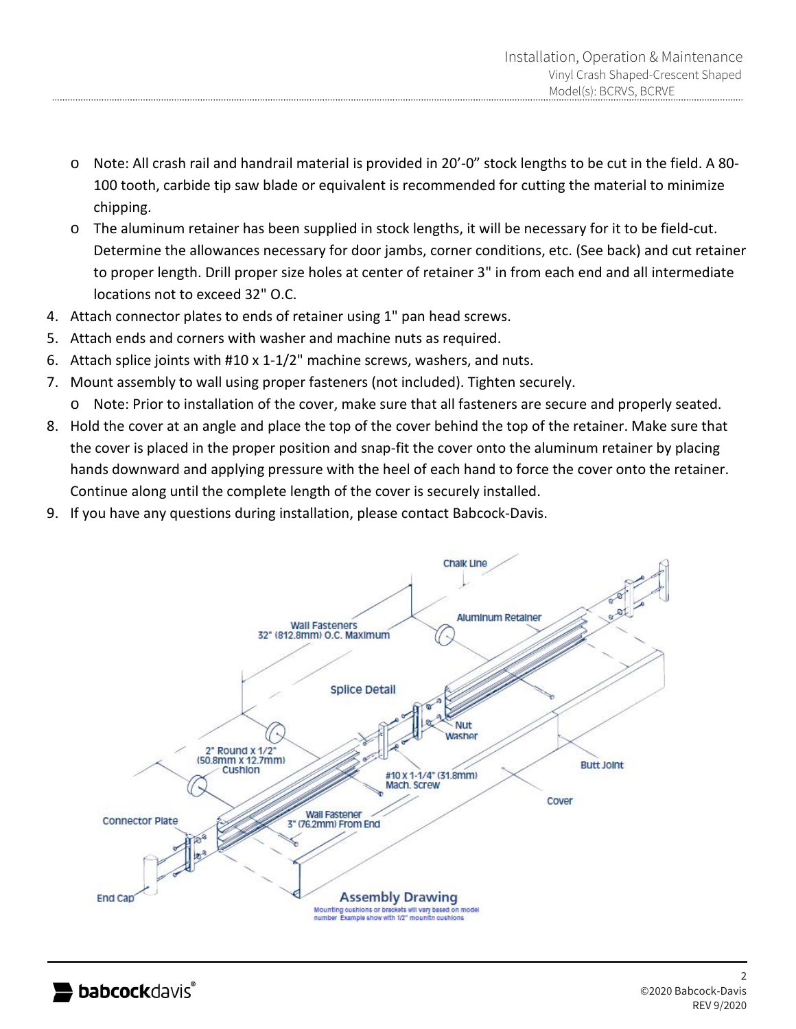- Note: All crash rail and handrail material is provided in 20'-0" stock lengths to be cut in the field. A 80-100 tooth, carbide tip saw blade or equivalent is recommended for cutting the material to minimize chipping.
- The aluminum retainer has been supplied in stock lengths, it will be necessary for it to be field-cut. Determine the allowances necessary for door jambs, corner conditions, etc. (See back) and cut retainer to proper length. Drill proper size holes at center of retainer 3" in from each end and all intermediate locations not to exceed 32" O.C.

4. Attach connector plates to ends of retainer using 1" pan head screws.
5. Attach ends and corners with washer and machine nuts as required.
6. Attach splice joints with #10 x 1-1/2" machine screws, washers, and nuts.
7. Mount assembly to wall using proper fasteners (not included). Tighten securely.
   - Note: Prior to installation of the cover, make sure that all fasteners are secure and properly seated.
8. Hold the cover at an angle and place the top of the cover behind the top of the retainer. Make sure that the cover is placed in the proper position and snap-fit the cover onto the aluminum retainer by placing hands downward and applying pressure with the heel of each hand to force the cover onto the retainer. Continue along until the complete length of the cover is securely installed.
9. If you have any questions during installation, please contact Babcock-Davis.

Chalk Line
Aluminum Retainer
Wall Fasteners 32" (812.8mm) O.C. Maximum
Splice Detail
Nut
Washer
2" Round x 1/2" (50.8mm x 12.7mm) Cushion
#10 x 1-1/4" (31.8mm) Mach. Screw
Butt Joint
Cover
Connector Plate
Wall Fastener 3" (76.2mm) From End
End Cap

**Assembly Drawing**

Mounting cushions or brackets will vary based on model number Example show with 1/2" mounitn cushions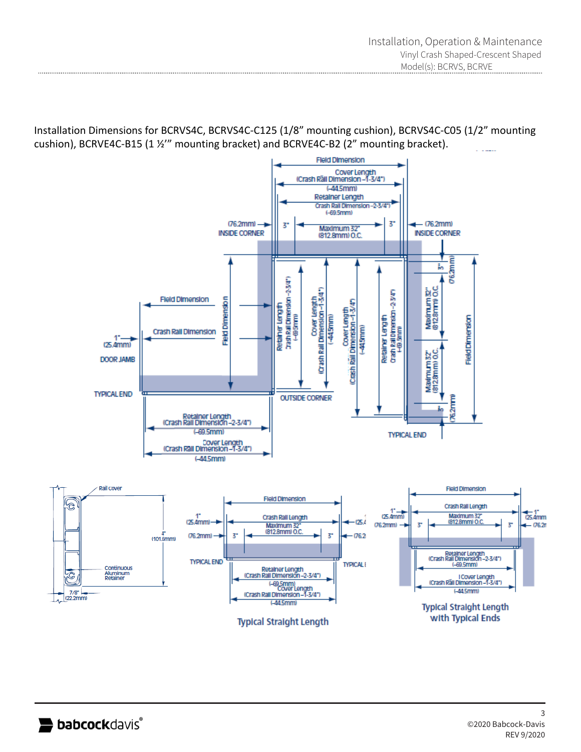Installation Dimensions for BCRVS4C, BCRVS4C-C125 (1/8” mounting cushion), BCRVS4C-C05 (1/2” mounting cushion), BCRVE4C-B15 (1 ½’” mounting bracket) and BCRVE4C-B2 (2” mounting bracket).

Field Dimension

Cover Length (Crash Rail Dimension –1-3/4") (-44.5mm)

Retainer Length Crash Rail Dimension –2-3/4") (-69.5mm)

(76.2mm) INSIDE CORNER

3"

Maximum 32" (812.8mm) O.C.

3"

(76.2mm) INSIDE CORNER

Field Dimension

Crash Rail Dimension

1" (25.4mm)

DOOR JAMB

TYPICAL END

Field Dimension

Retainer Length Crash Rail Dimension –2-3/4") (-69.5mm)

Cover Length (Crash Rail Dimension –1-3/4") (-44.5mm)

OUTSIDE CORNER

Cover Length (Crash Rail Dimension –1-3/4") (-44.5mm)

Retainer Length Crash Rail Dimension –2-3/4") (-69.5mm)

3" (76.2mm)

Maximum 32" (812.8mm) O.C.

Maximum 32" (812.8mm) O.C.

3" (76.2mm)

Field Dimension

TYPICAL END

Retainer Length (Crash Rail Dimension –2-3/4") (-69.5mm)

Cover Length (Crash Rail Dimension –1-3/4") (-44.5mm)

Rail Cover

4" (101.6mm)

Continuous Aluminum Retainer

7/8" (22.2mm)

Field Dimension

1" (25.4mm)

Crash Rail Length

Maximum 32" (812.8mm) O.C.

(76.2mm)

3"

3"

TYPICAL END

TYPICAL END

Retainer Length (Crash Rail Dimension –2-3/4") (-69.5mm)

Cover Length (Crash Rail Dimension –1-3/4") (-44.5mm)

Typical Straight Length

Field Dimension

1" (25.4mm)

(76.2mm)

Crash Rail Length

Maximum 32" (812.8mm) O.C.

3"

3"

1" (25.4mm)

(76.2mm)

Retainer Length (Crash Rail Dimension –2-3/4") (-69.5mm)

Cover Length (Crash Rail Dimension –1-3/4") (-44.5mm)

Typical Straight Length with Typical Ends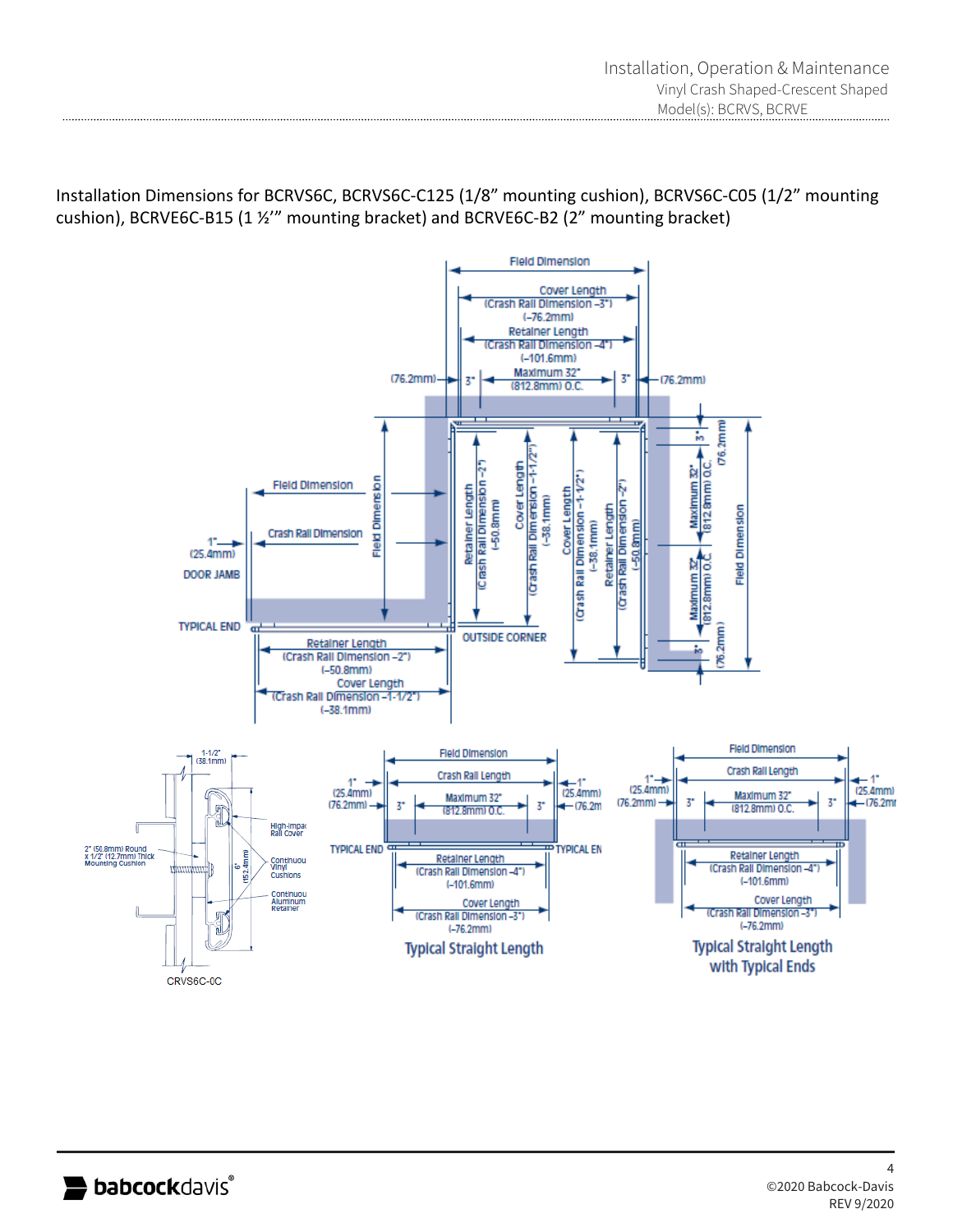Installation Dimensions for BCRVS6C, BCRVS6C-C125 (1/8" mounting cushion), BCRVS6C-C05 (1/2" mounting cushion), BCRVE6C-B15 (1 ½'" mounting bracket) and BCRVE6C-B2 (2" mounting bracket)

Field Dimension

Cover Length (Crash Rail Dimension –3") (–76.2mm)

Retainer Length (Crash Rail Dimension –4") (–101.6mm)

(76.2mm) 3" Maximum 32" (812.8mm) O.C. 3" (76.2mm)

Field Dimension

Crash Rail Dimension

1" (25.4mm)

DOOR JAMB

TYPICAL END

Field Dimension

Retainer Length (Crash Rail Dimension –2") (–50.8mm)

Cover Length (Crash Rail Dimension –1-1/2") (–38.1mm)

Cover Length (Crash Rail Dimension –1-1/2") (–38.1mm)

Retainer Length (Crash Rail Dimension –2") (–50.8mm)

3" (76.2mm) Maximum 32" (812.8mm) O.C. Maximum 32" (812.8mm) O.C. 3" (76.2mm)

Field Dimension

OUTSIDE CORNER

Retainer Length (Crash Rail Dimension –2") (–50.8mm)

Cover Length (Crash Rail Dimension –1-1/2") (–38.1mm)

1-1/2" (38.1mm)

High-Impact Rail Cover

2" (50.8mm) Round x 1/2" (12.7mm) Thick Mounting Cushion

6" (152.4mm)

Continuous Vinyl Cushions

Continuous Aluminum Retainer

CRVS6C-0C

Field Dimension

Crash Rail Length

1" (25.4mm) (76.2mm) 3" Maximum 32" (812.8mm) O.C. 3" 1" (25.4mm) (76.2mm)

TYPICAL END TYPICAL END

Retainer Length (Crash Rail Dimension –4") (–101.6mm)

Cover Length (Crash Rail Dimension –3") (–76.2mm)

**Typical Straight Length**

Field Dimension

Crash Rail Length

1" (25.4mm) (76.2mm) 3" Maximum 32" (812.8mm) O.C. 3" 1" (25.4mm) (76.2mm)

Retainer Length (Crash Rail Dimension –4") (–101.6mm)

Cover Length (Crash Rail Dimension –3") (–76.2mm)

**Typical Straight Length with Typical Ends**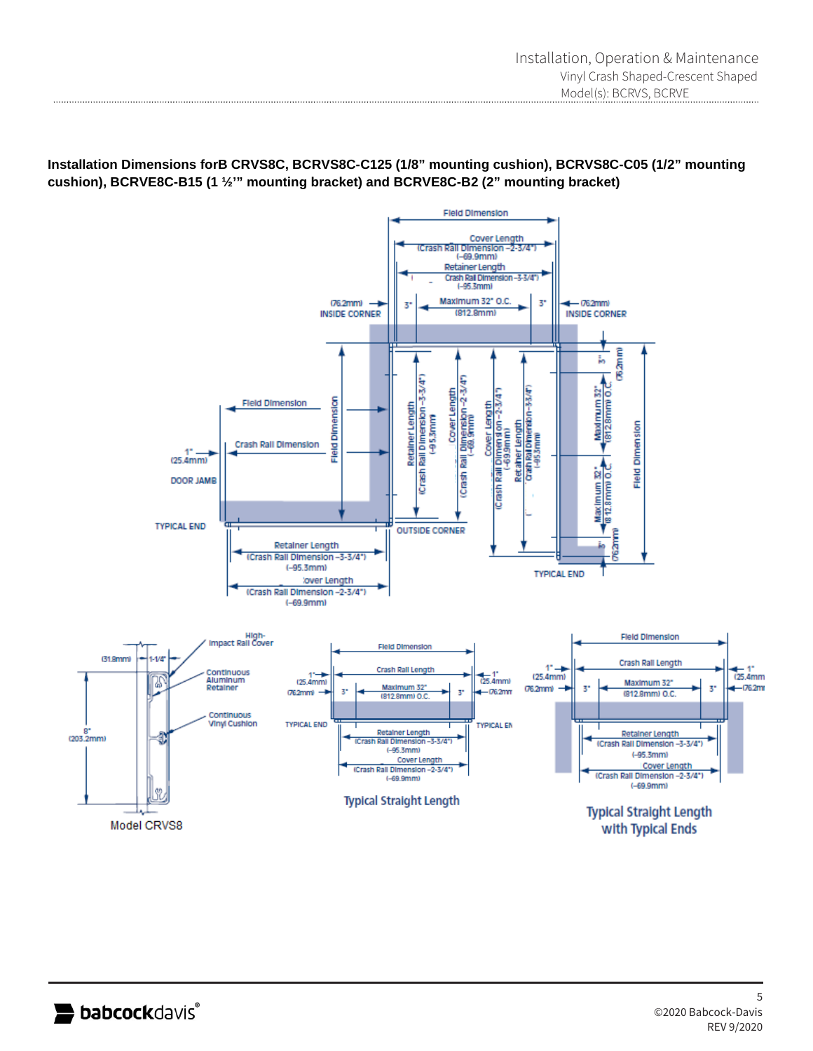**Installation Dimensions forB CRVS8C, BCRVS8C-C125 (1/8” mounting cushion), BCRVS8C-C05 (1/2” mounting cushion), BCRVE8C-B15 (1 ½’” mounting bracket) and BCRVE8C-B2 (2” mounting bracket)**

Field Dimension

Cover Length
(Crash Rail Dimension –2-3/4”)
(–69.9mm)

Retainer Length
Crash Rail Dimension –3-3/4”)
(–95.3mm)

(76.2mm) 3” INSIDE CORNER

Maximum 32” O.C.
(812.8mm)

3” (76.2mm) INSIDE CORNER

Field Dimension

Crash Rail Dimension

1” (25.4mm)

DOOR JAMB

TYPICAL END

Field Dimension

Retainer Length (Crash Rail Dimension –3-3/4”) (–95.3mm)

Cover Length (Crash Rail Dimension –2-3/4”) (–69.9mm)

Cover Length (Crash Rail Dimension –2-3/4”) (–69.9mm)

Retainer Length Crash Rail Dimension –3-3/4”) (–95.3mm)

3” (76.2mm)

Maximum 32” (812.8mm) O.C.

Maximum 32” (812.8mm) O.C.

3” (76.2mm)

Field Dimension

OUTSIDE CORNER

TYPICAL END

Retainer Length
(Crash Rail Dimension –3-3/4”)
(–95.3mm)

Cover Length
(Crash Rail Dimension –2-3/4”)
(–69.9mm)

High-Impact Rail Cover

(31.8mm) 1-1/4”

Continuous Aluminum Retainer

Continuous Vinyl Cushion

8” (203.2mm)

Model CRVS8

Field Dimension

Crash Rail Length

1” (25.4mm) (76.2mm) 3”

Maximum 32” (812.8mm) O.C.

3” 1” (25.4mm) (76.2mm)

TYPICAL END

TYPICAL END

Retainer Length
(Crash Rail Dimension –3-3/4”)
(–95.3mm)

Cover Length
(Crash Rail Dimension –2-3/4”)
(–69.9mm)

Typical Straight Length

Field Dimension

Crash Rail Length

1” (25.4mm) (76.2mm) 3”

Maximum 32” (812.8mm) O.C.

3” 1” (25.4mm) (76.2mm)

Retainer Length
(Crash Rail Dimension –3-3/4”)
(–95.3mm)

Cover Length
(Crash Rail Dimension –2-3/4”)
(–69.9mm)

Typical Straight Length with Typical Ends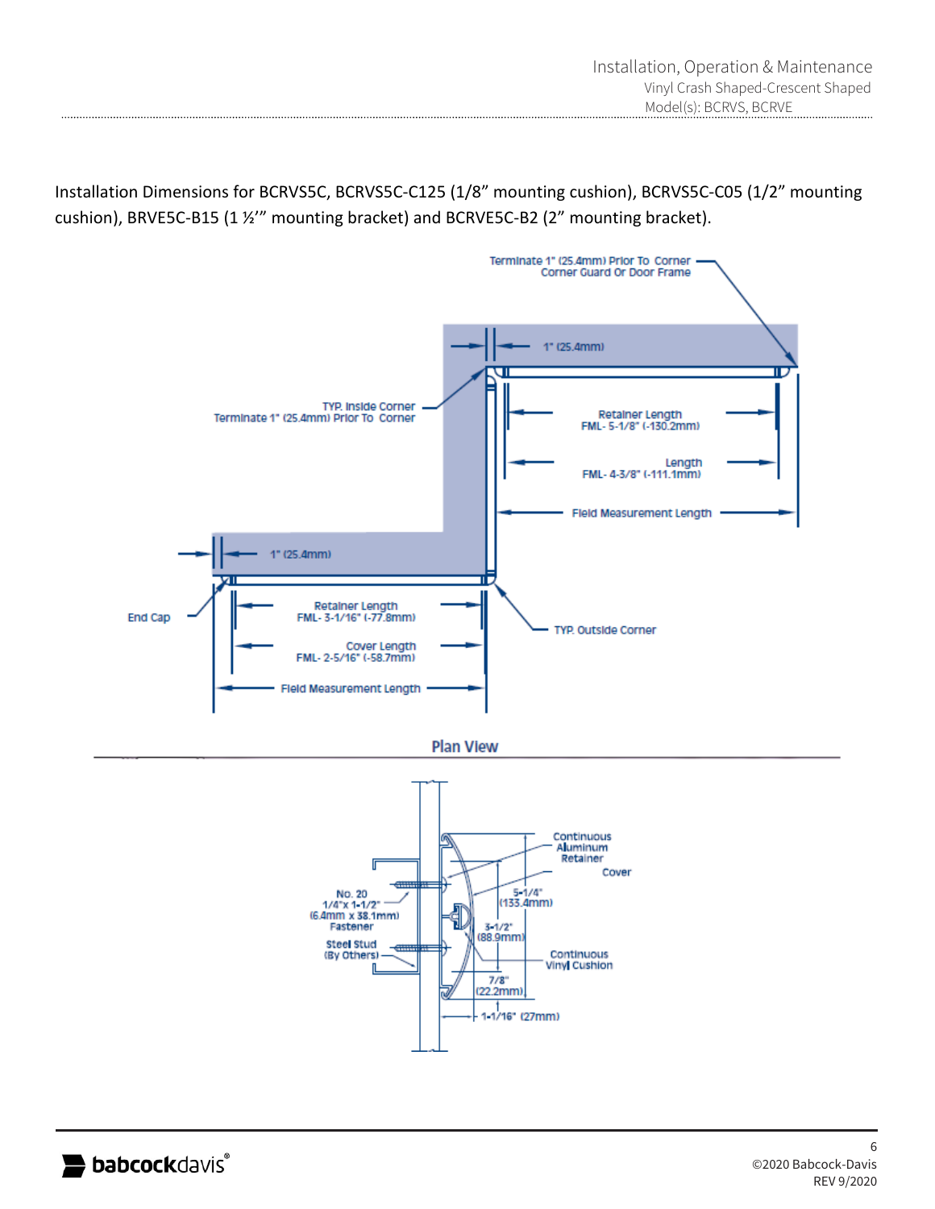Installation Dimensions for BCRVS5C, BCRVS5C-C125 (1/8” mounting cushion), BCRVS5C-C05 (1/2” mounting cushion), BRVE5C-B15 (1 ½’” mounting bracket) and BCRVE5C-B2 (2” mounting bracket).

Terminate 1" (25.4mm) Prior To Corner Corner Guard Or Door Frame

1" (25.4mm)

TYP. Inside Corner Terminate 1" (25.4mm) Prior To Corner

Retainer Length FML- 5-1/8" (-130.2mm)

Length FML- 4-3/8" (-111.1mm)

Field Measurement Length

1" (25.4mm)

End Cap

Retainer Length FML- 3-1/16" (-77.8mm)

Cover Length FML- 2-5/16" (-58.7mm)

Field Measurement Length

TYP. Outside Corner

**Plan View**

Continuous Aluminum Retainer

Cover

No. 20 1/4"x 1-1/2" (6.4mm x 38.1mm) Fastener

5-1/4" (133.4mm)

3-1/2" (88.9mm)

Steel Stud (By Others)

Continuous Vinyl Cushion

7/8" (22.2mm)

1-1/16" (27mm)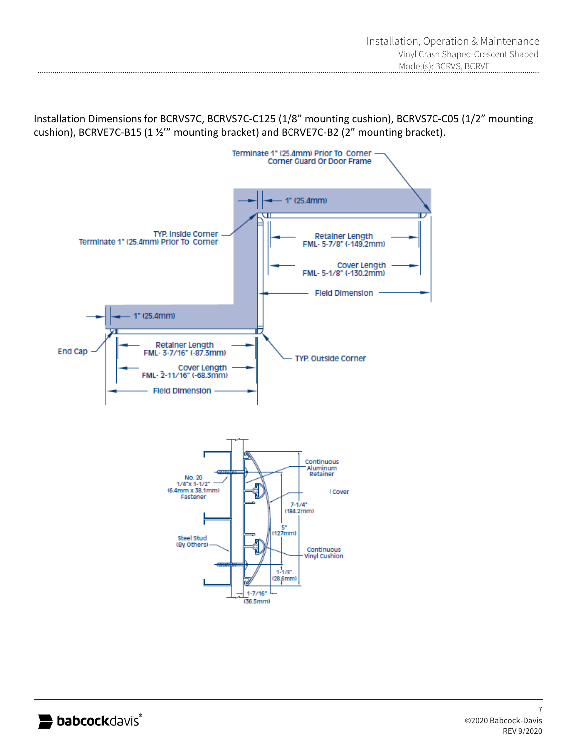Installation Dimensions for BCRVS7C, BCRVS7C-C125 (1/8" mounting cushion), BCRVS7C-C05 (1/2" mounting cushion), BCRVE7C-B15 (1 ½'" mounting bracket) and BCRVE7C-B2 (2" mounting bracket).

Terminate 1" (25.4mm) Prior To Corner Corner Guard Or Door Frame

1" (25.4mm)

TYP. Inside Corner Terminate 1" (25.4mm) Prior To Corner

Retainer Length FML- 5-7/8" (-149.2mm)

Cover Length FML- 5-1/8" (-130.2mm)

Field Dimension

1" (25.4mm)

End Cap

Retainer Length FML- 3-7/16" (-87.3mm)

Cover Length FML- 2-11/16" (-68.3mm)

Field Dimension

TYP. Outside Corner

Continuous Aluminum Retainer

No. 20 1/4"x 1-1/2" (6.4mm x 38.1mm) Fastener

Cover

7-1/4" (184.2mm)

5" (127mm)

Steel Stud (By Others)

Continuous Vinyl Cushion

1-1/8" (28.6mm)

1-7/16" (36.5mm)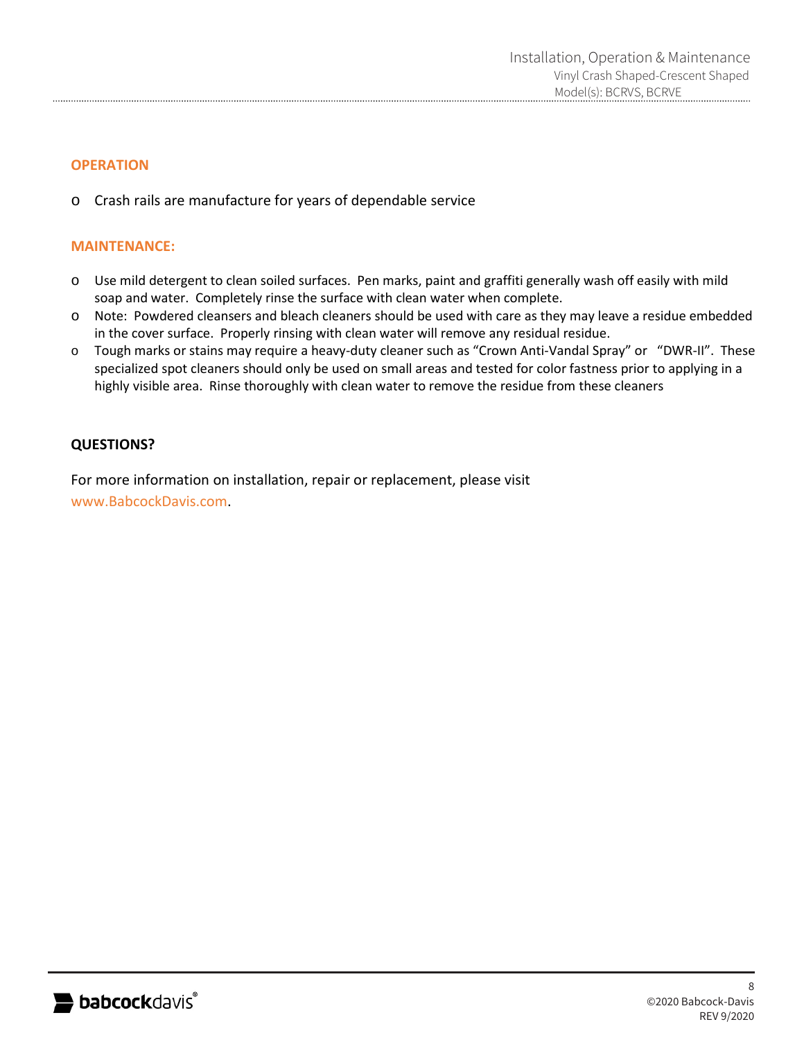## OPERATION

- Crash rails are manufacture for years of dependable service

## MAINTENANCE:

- Use mild detergent to clean soiled surfaces. Pen marks, paint and graffiti generally wash off easily with mild soap and water. Completely rinse the surface with clean water when complete.
- Note: Powdered cleansers and bleach cleaners should be used with care as they may leave a residue embedded in the cover surface. Properly rinsing with clean water will remove any residual residue.
- Tough marks or stains may require a heavy-duty cleaner such as "Crown Anti-Vandal Spray" or "DWR-II". These specialized spot cleaners should only be used on small areas and tested for color fastness prior to applying in a highly visible area. Rinse thoroughly with clean water to remove the residue from these cleaners

**QUESTIONS?**

For more information on installation, repair or replacement, please visit www.BabcockDavis.com.